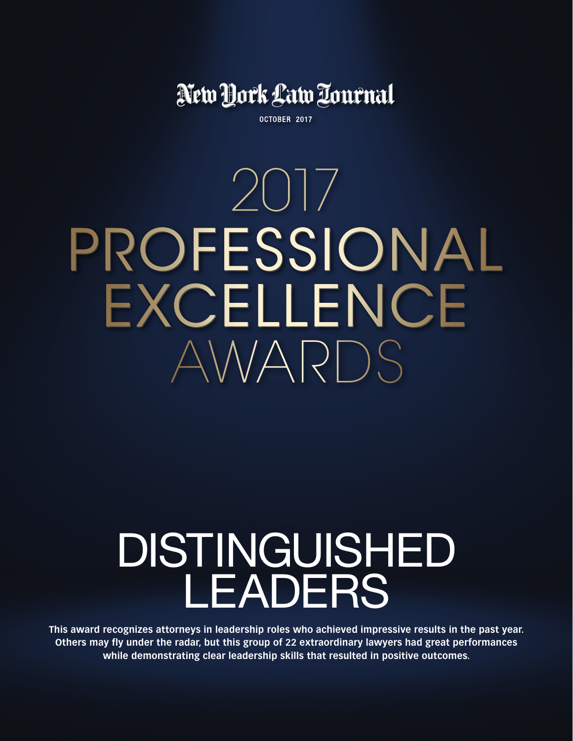New York Law Journal

OCTOBER 2017

# 2017 PROFESSIONAL EXCELLENCE AWARDS

# DISTINGUISHED LEADERS

**This award recognizes attorneys in leadership roles who achieved impressive results in the past year. Others may fly under the radar, but this group of 22 extraordinary lawyers had great performances while demonstrating clear leadership skills that resulted in positive outcomes.**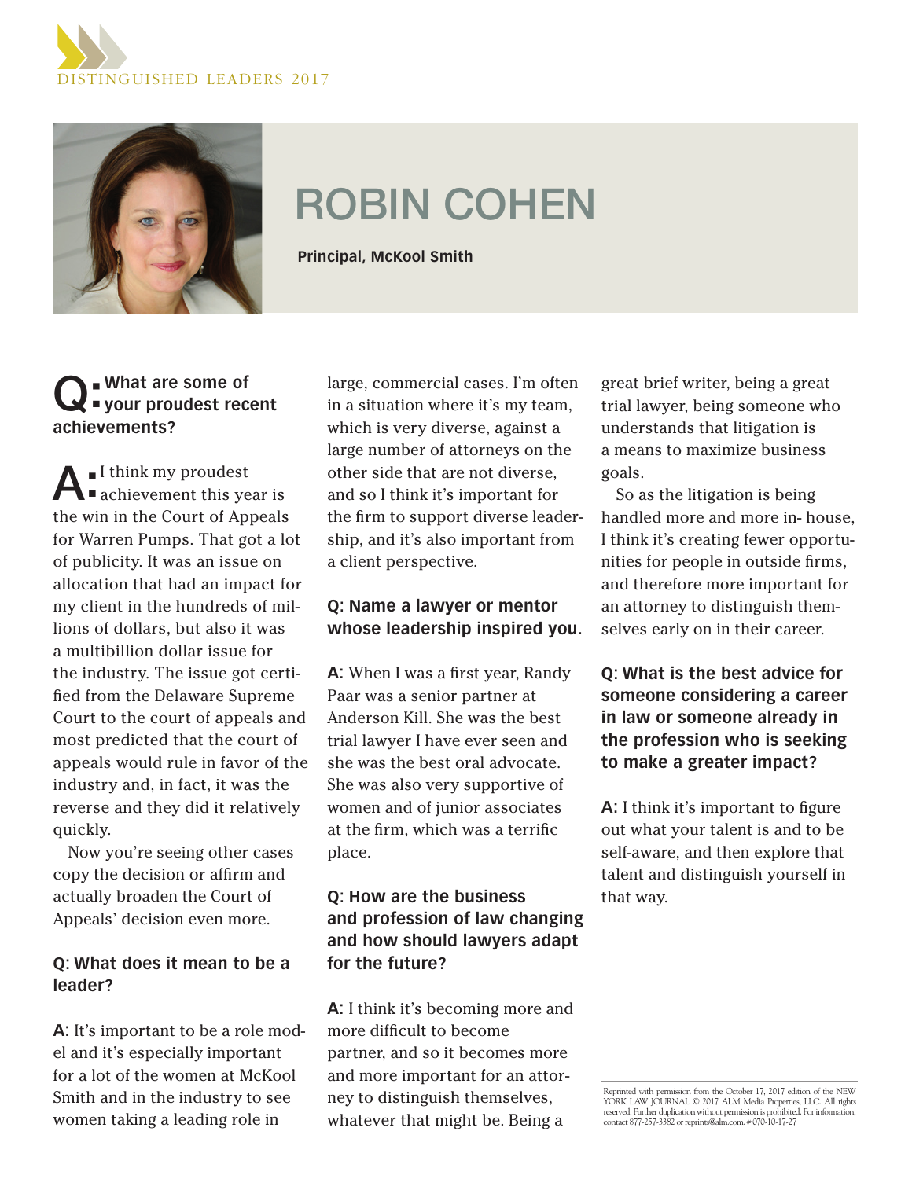DISTINGUISHED LEADERS 2017

# ROBIN COHEN

**Principal, McKool Smith**

**Q: What are some of your proudest recent achievements?**

**A:** I think my proudest achievement this year is the win in the Court of Appeals for Warren Pumps. That got a lot of publicity. It was an issue on allocation that had an impact for my client in the hundreds of millions of dollars, but also it was a multibillion dollar issue for the industry. The issue got certified from the Delaware Supreme Court to the court of appeals and most predicted that the court of appeals would rule in favor of the industry and, in fact, it was the reverse and they did it relatively quickly.

Now you're seeing other cases copy the decision or affirm and actually broaden the Court of Appeals' decision even more.

**Q: What does it mean to be a leader?**

**A:** It's important to be a role model and it's especially important for a lot of the women at McKool Smith and in the industry to see women taking a leading role in large, commercial cases. I'm often in a situation where it's my team, which is very diverse, against a large number of attorneys on the other side that are not diverse, and so I think it's important for the firm to support diverse leadership, and it's also important from a client perspective.

**Q: Name a lawyer or mentor whose leadership inspired you.**

**A:** When I was a first year, Randy Paar was a senior partner at Anderson Kill. She was the best trial lawyer I have ever seen and she was the best oral advocate. She was also very supportive of women and of junior associates at the firm, which was a terrific place.

**Q: How are the business and profession of law changing and how should lawyers adapt for the future?**

**A:** I think it's becoming more and more difficult to become partner, and so it becomes more and more important for an attorney to distinguish themselves, whatever that might be. Being a great brief writer, being a great trial lawyer, being someone who understands that litigation is a means to maximize business goals.

So as the litigation is being handled more and more in- house, I think it's creating fewer opportunities for people in outside firms, and therefore more important for an attorney to distinguish themselves early on in their career.

**Q: What is the best advice for someone considering a career in law or someone already in the profession who is seeking to make a greater impact?**

**A:** I think it's important to figure out what your talent is and to be self-aware, and then explore that talent and distinguish yourself in that way.

Reprinted with permission from the October 17, 2017 edition of the NEW YORK LAW JOURNAL © 2017 ALM Media Properties, LLC. All rights reserved. Further duplication without permission is prohibited. For information, contact 877-257-3382 or reprints@alm.com. # 070-10-17-27